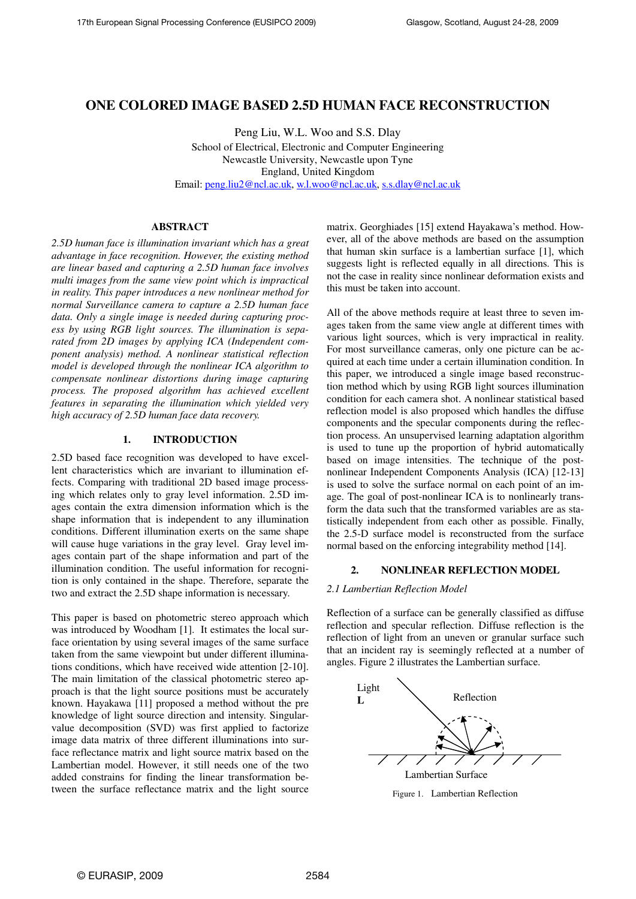# ONE COLORED IMAGE BASED 2.5D HUMAN FACE RECONSTRUCTION

Peng Liu, W.L. Woo and S.S. Dlay

School of Electrical, Electronic and Computer Engineering
Newcastle University, Newcastle upon Tyne
England, United Kingdom
Email: peng.liu2@ncl.ac.uk, w.l.woo@ncl.ac.uk, s.s.dlay@ncl.ac.uk

## ABSTRACT

*2.5D human face is illumination invariant which has a great advantage in face recognition. However, the existing method are linear based and capturing a 2.5D human face involves multi images from the same view point which is impractical in reality. This paper introduces a new nonlinear method for normal Surveillance camera to capture a 2.5D human face data. Only a single image is needed during capturing process by using RGB light sources. The illumination is separated from 2D images by applying ICA (Independent component analysis) method. A nonlinear statistical reflection model is developed through the nonlinear ICA algorithm to compensate nonlinear distortions during image capturing process. The proposed algorithm has achieved excellent features in separating the illumination which yielded very high accuracy of 2.5D human face data recovery.*

## 1. INTRODUCTION

2.5D based face recognition was developed to have excellent characteristics which are invariant to illumination effects. Comparing with traditional 2D based image processing which relates only to gray level information. 2.5D images contain the extra dimension information which is the shape information that is independent to any illumination conditions. Different illumination exerts on the same shape will cause huge variations in the gray level. Gray level images contain part of the shape information and part of the illumination condition. The useful information for recognition is only contained in the shape. Therefore, separate the two and extract the 2.5D shape information is necessary.

This paper is based on photometric stereo approach which was introduced by Woodham [1]. It estimates the local surface orientation by using several images of the same surface taken from the same viewpoint but under different illuminations conditions, which have received wide attention [2-10]. The main limitation of the classical photometric stereo approach is that the light source positions must be accurately known. Hayakawa [11] proposed a method without the pre knowledge of light source direction and intensity. Singular-value decomposition (SVD) was first applied to factorize image data matrix of three different illuminations into surface reflectance matrix and light source matrix based on the Lambertian model. However, it still needs one of the two added constrains for finding the linear transformation between the surface reflectance matrix and the light source matrix. Georghiades [15] extend Hayakawa's method. However, all of the above methods are based on the assumption that human skin surface is a lambertian surface [1], which suggests light is reflected equally in all directions. This is not the case in reality since nonlinear deformation exists and this must be taken into account.

All of the above methods require at least three to seven images taken from the same view angle at different times with various light sources, which is very impractical in reality. For most surveillance cameras, only one picture can be acquired at each time under a certain illumination condition. In this paper, we introduced a single image based reconstruction method which by using RGB light sources illumination condition for each camera shot. A nonlinear statistical based reflection model is also proposed which handles the diffuse components and the specular components during the reflection process. An unsupervised learning adaptation algorithm is used to tune up the proportion of hybrid automatically based on image intensities. The technique of the post-nonlinear Independent Components Analysis (ICA) [12-13] is used to solve the surface normal on each point of an image. The goal of post-nonlinear ICA is to nonlinearly transform the data such that the transformed variables are as statistically independent from each other as possible. Finally, the 2.5-D surface model is reconstructed from the surface normal based on the enforcing integrability method [14].

## 2. NONLINEAR REFLECTION MODEL

### *2.1 Lambertian Reflection Model*

Reflection of a surface can be generally classified as diffuse reflection and specular reflection. Diffuse reflection is the reflection of light from an uneven or granular surface such that an incident ray is seemingly reflected at a number of angles. Figure 2 illustrates the Lambertian surface.

Light
**L**
Reflection
Lambertian Surface

Figure 1. Lambertian Reflection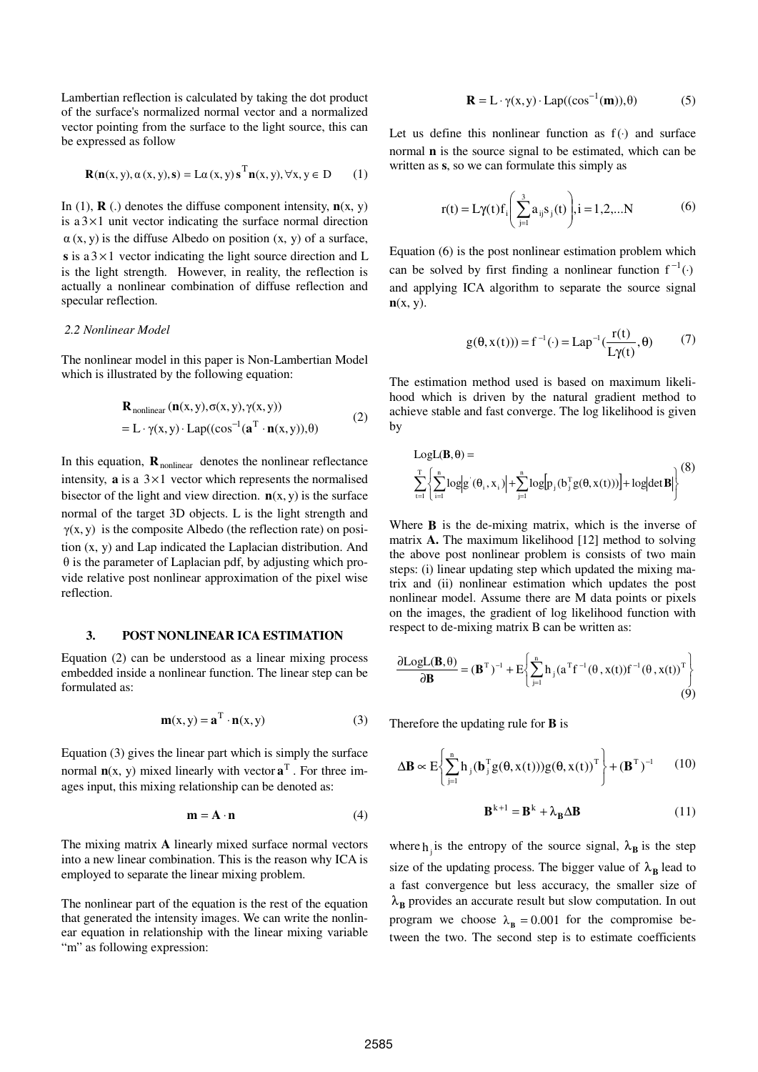Lambertian reflection is calculated by taking the dot product of the surface's normalized normal vector and a normalized vector pointing from the surface to the light source, this can be expressed as follow

$$\mathbf{R}(\mathbf{n}(x,y), \alpha(x,y), \mathbf{s}) = L\alpha(x,y)\,\mathbf{s}^{T}\mathbf{n}(x,y), \forall x,y \in D \tag{1}$$

In (1), $\mathbf{R}$ (.) denotes the diffuse component intensity, $\mathbf{n}(x, y)$ is a $3\times1$ unit vector indicating the surface normal direction $\alpha(x, y)$ is the diffuse Albedo on position (x, y) of a surface, $\mathbf{s}$ is a $3\times1$ vector indicating the light source direction and L is the light strength. However, in reality, the reflection is actually a nonlinear combination of diffuse reflection and specular reflection.

### *2.2 Nonlinear Model*

The nonlinear model in this paper is Non-Lambertian Model which is illustrated by the following equation:

$$\begin{aligned} &\mathbf{R}_{\text{nonlinear}}(\mathbf{n}(x,y), \sigma(x,y), \gamma(x,y)) \\ &= L\cdot\gamma(x,y)\cdot \text{Lap}((\cos^{-1}(\mathbf{a}^{T}\cdot\mathbf{n}(x,y)),\theta) \end{aligned} \tag{2}$$

In this equation, $\mathbf{R}_{\text{nonlinear}}$ denotes the nonlinear reflectance intensity, $\mathbf{a}$ is a $3\times1$ vector which represents the normalised bisector of the light and view direction. $\mathbf{n}(x, y)$ is the surface normal of the target 3D objects. L is the light strength and $\gamma(x, y)$ is the composite Albedo (the reflection rate) on position (x, y) and Lap indicated the Laplacian distribution. And $\theta$ is the parameter of Laplacian pdf, by adjusting which provide relative post nonlinear approximation of the pixel wise reflection.

## 3. POST NONLINEAR ICA ESTIMATION

Equation (2) can be understood as a linear mixing process embedded inside a nonlinear function. The linear step can be formulated as:

$$\mathbf{m}(x,y) = \mathbf{a}^{T}\cdot\mathbf{n}(x,y) \tag{3}$$

Equation (3) gives the linear part which is simply the surface normal $\mathbf{n}(x, y)$ mixed linearly with vector $\mathbf{a}^{T}$. For three images input, this mixing relationship can be denoted as:

$$\mathbf{m} = \mathbf{A}\cdot\mathbf{n} \tag{4}$$

The mixing matrix **A** linearly mixed surface normal vectors into a new linear combination. This is the reason why ICA is employed to separate the linear mixing problem.

The nonlinear part of the equation is the rest of the equation that generated the intensity images. We can write the nonlinear equation in relationship with the linear mixing variable "m" as following expression:

$$\mathbf{R} = L\cdot\gamma(x,y)\cdot\text{Lap}((\cos^{-1}(\mathbf{m})),\theta) \tag{5}$$

Let us define this nonlinear function as $f(\cdot)$ and surface normal $\mathbf{n}$ is the source signal to be estimated, which can be written as $\mathbf{s}$, so we can formulate this simply as

$$r(t) = L\gamma(t) f_i\left(\sum_{j=1}^{3} a_{ij} s_j(t)\right), i = 1,2,...N \tag{6}$$

Equation (6) is the post nonlinear estimation problem which can be solved by first finding a nonlinear function $f^{-1}(\cdot)$ and applying ICA algorithm to separate the source signal $\mathbf{n}(x, y)$.

$$g(\theta, x(t))) = f^{-1}(\cdot) = \text{Lap}^{-1}\left(\frac{r(t)}{L\gamma(t)}, \theta\right) \tag{7}$$

The estimation method used is based on maximum likelihood which is driven by the natural gradient method to achieve stable and fast converge. The log likelihood is given by

$$\begin{aligned} &\text{LogL}(\mathbf{B},\theta) = \\ &\sum_{t=1}^{T}\left\{\sum_{i=1}^{n}\log\left|g^{'}(\theta_i, x_i)\right| + \sum_{j=1}^{n}\log\left[p_j(b_j^{T} g(\theta, x(t)))\right] + \log\left|\det\mathbf{B}\right|\right\} \end{aligned} \tag{8}$$

Where $\mathbf{B}$ is the de-mixing matrix, which is the inverse of matrix **A.** The maximum likelihood [12] method to solving the above post nonlinear problem is consists of two main steps: (i) linear updating step which updated the mixing matrix and (ii) nonlinear estimation which updates the post nonlinear model. Assume there are M data points or pixels on the images, the gradient of log likelihood function with respect to de-mixing matrix B can be written as:

$$\frac{\partial \text{LogL}(\mathbf{B},\theta)}{\partial \mathbf{B}} = (\mathbf{B}^{T})^{-1} + E\left\{\sum_{j=1}^{n} h_j(a^{T} f^{-1}(\theta, x(t)) f^{-1}(\theta, x(t))^{T}\right\} \tag{9}$$

Therefore the updating rule for **B** is

$$\Delta\mathbf{B} \propto E\left\{\sum_{j=1}^{n} h_j(\mathbf{b}_j^{T} g(\theta, x(t))) g(\theta, x(t))^{T}\right\} + (\mathbf{B}^{T})^{-1} \tag{10}$$

$$\mathbf{B}^{k+1} = \mathbf{B}^{k} + \lambda_{\mathbf{B}}\Delta\mathbf{B} \tag{11}$$

where $h_j$ is the entropy of the source signal, $\lambda_{\mathbf{B}}$ is the step size of the updating process. The bigger value of $\lambda_{\mathbf{B}}$ lead to a fast convergence but less accuracy, the smaller size of $\lambda_{\mathbf{B}}$ provides an accurate result but slow computation. In out program we choose $\lambda_{\mathbf{B}} = 0.001$ for the compromise between the two. The second step is to estimate coefficients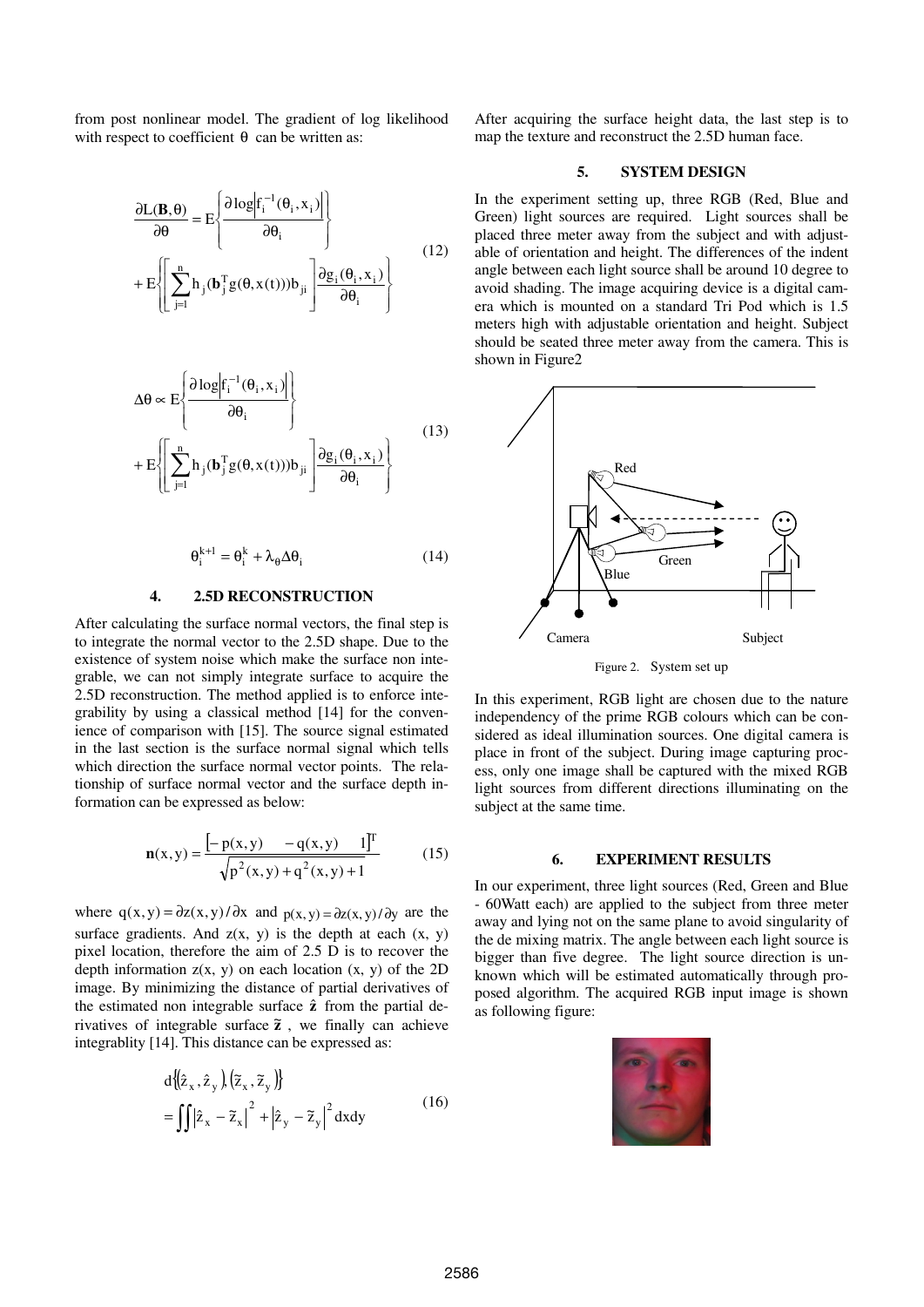from post nonlinear model. The gradient of log likelihood with respect to coefficient $\theta$ can be written as:

$$\frac{\partial L(\mathbf{B},\theta)}{\partial \theta} = E\left\{\frac{\partial \log\left|f_i^{-1}(\theta_i, x_i)\right|}{\partial \theta_i}\right\} + E\left\{\left[\sum_{j=1}^{n} h_j(\mathbf{b}_j^T g(\theta, x(t))) b_{ji}\right]\frac{\partial g_i(\theta_i, x_i)}{\partial \theta_i}\right\} \tag{12}$$

$$\Delta\theta \propto E\left\{\frac{\partial \log\left|f_i^{-1}(\theta_i, x_i)\right|}{\partial \theta_i}\right\} + E\left\{\left[\sum_{j=1}^{n} h_j(\mathbf{b}_j^T g(\theta, x(t))) b_{ji}\right]\frac{\partial g_i(\theta_i, x_i)}{\partial \theta_i}\right\} \tag{13}$$

$$\theta_i^{k+1} = \theta_i^k + \lambda_\theta \Delta\theta_i \tag{14}$$

## 4. 2.5D RECONSTRUCTION

After calculating the surface normal vectors, the final step is to integrate the normal vector to the 2.5D shape. Due to the existence of system noise which make the surface non integrable, we can not simply integrate surface to acquire the 2.5D reconstruction. The method applied is to enforce integrability by using a classical method [14] for the convenience of comparison with [15]. The source signal estimated in the last section is the surface normal signal which tells which direction the surface normal vector points. The relationship of surface normal vector and the surface depth information can be expressed as below:

$$\mathbf{n}(x,y) = \frac{\left[-p(x,y) \quad -q(x,y) \quad 1\right]^T}{\sqrt{p^2(x,y) + q^2(x,y) + 1}} \tag{15}$$

where $q(x,y) = \partial z(x,y)/\partial x$ and $p(x,y) = \partial z(x,y)/\partial y$ are the surface gradients. And $z(x, y)$ is the depth at each $(x, y)$ pixel location, therefore the aim of 2.5 D is to recover the depth information $z(x, y)$ on each location $(x, y)$ of the 2D image. By minimizing the distance of partial derivatives of the estimated non integrable surface $\hat{\mathbf{z}}$ from the partial derivatives of integrable surface $\tilde{\mathbf{z}}$, we finally can achieve integrablity [14]. This distance can be expressed as:

$$d\{(\hat{z}_x, \hat{z}_y), (\tilde{z}_x, \tilde{z}_y)\} = \iint \left|\hat{z}_x - \tilde{z}_x\right|^2 + \left|\hat{z}_y - \tilde{z}_y\right|^2 dxdy \tag{16}$$

After acquiring the surface height data, the last step is to map the texture and reconstruct the 2.5D human face.

## 5. SYSTEM DESIGN

In the experiment setting up, three RGB (Red, Blue and Green) light sources are required. Light sources shall be placed three meter away from the subject and with adjustable of orientation and height. The differences of the indent angle between each light source shall be around 10 degree to avoid shading. The image acquiring device is a digital camera which is mounted on a standard Tri Pod which is 1.5 meters high with adjustable orientation and height. Subject should be seated three meter away from the camera. This is shown in Figure2

Red

Green

Blue

Camera

Subject

Figure 2. System set up

In this experiment, RGB light are chosen due to the nature independency of the prime RGB colours which can be considered as ideal illumination sources. One digital camera is place in front of the subject. During image capturing process, only one image shall be captured with the mixed RGB light sources from different directions illuminating on the subject at the same time.

## 6. EXPERIMENT RESULTS

In our experiment, three light sources (Red, Green and Blue - 60Watt each) are applied to the subject from three meter away and lying not on the same plane to avoid singularity of the de mixing matrix. The angle between each light source is bigger than five degree. The light source direction is unknown which will be estimated automatically through proposed algorithm. The acquired RGB input image is shown as following figure: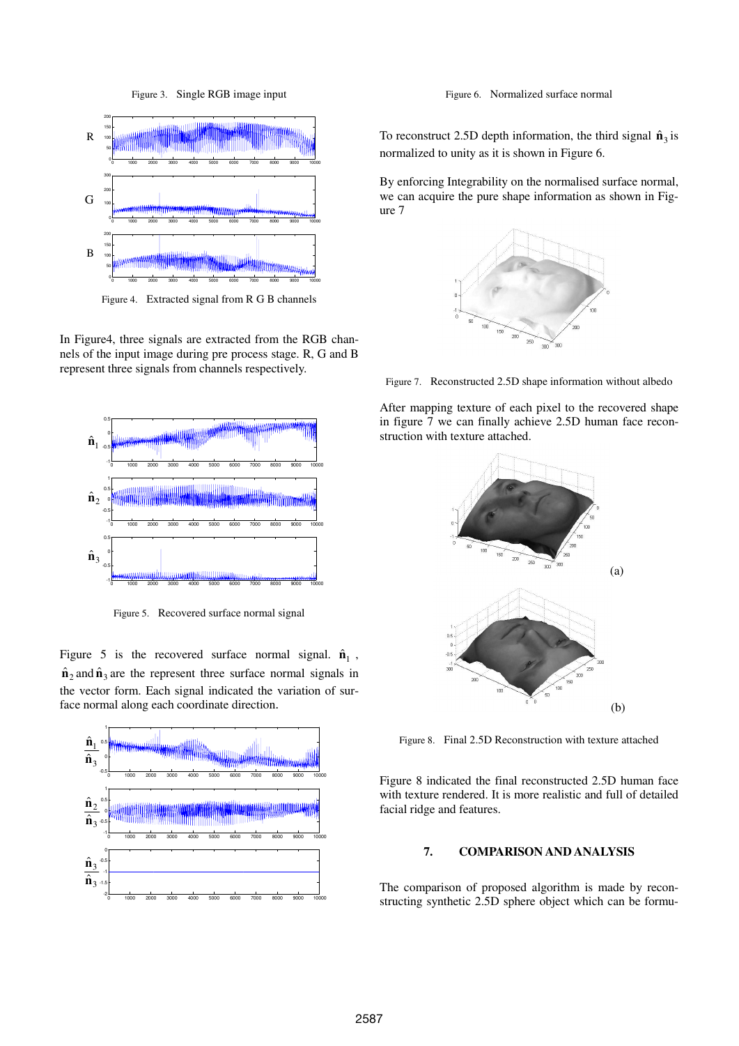Figure 3. Single RGB image input

Figure 4. Extracted signal from R G B channels

In Figure4, three signals are extracted from the RGB channels of the input image during pre process stage. R, G and B represent three signals from channels respectively.

Figure 5. Recovered surface normal signal

Figure 5 is the recovered surface normal signal. $\hat{\mathbf{n}}_1$, $\hat{\mathbf{n}}_2$ and $\hat{\mathbf{n}}_3$ are the represent three surface normal signals in the vector form. Each signal indicated the variation of surface normal along each coordinate direction.

Figure 6. Normalized surface normal

To reconstruct 2.5D depth information, the third signal $\hat{\mathbf{n}}_3$ is normalized to unity as it is shown in Figure 6.

By enforcing Integrability on the normalised surface normal, we can acquire the pure shape information as shown in Figure 7

Figure 7. Reconstructed 2.5D shape information without albedo

After mapping texture of each pixel to the recovered shape in figure 7 we can finally achieve 2.5D human face reconstruction with texture attached.

(a)

(b)

Figure 8. Final 2.5D Reconstruction with texture attached

Figure 8 indicated the final reconstructed 2.5D human face with texture rendered. It is more realistic and full of detailed facial ridge and features.

## 7. COMPARISON AND ANALYSIS

The comparison of proposed algorithm is made by reconstructing synthetic 2.5D sphere object which can be formu-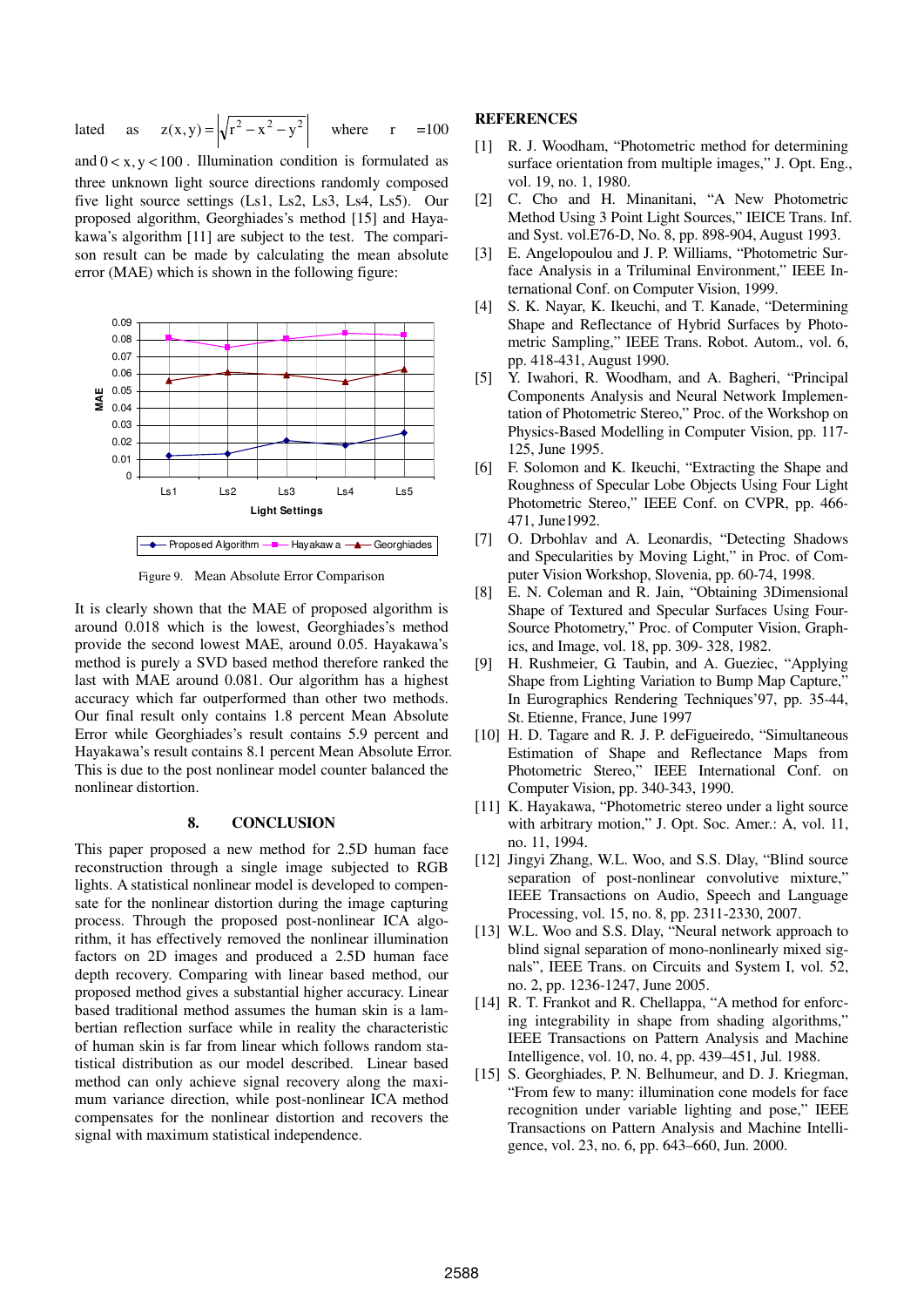lated as $z(x, y) = \left|\sqrt{r^2 - x^2 - y^2}\right|$ where r =100 and $0 < x, y < 100$. Illumination condition is formulated as three unknown light source directions randomly composed five light source settings (Ls1, Ls2, Ls3, Ls4, Ls5). Our proposed algorithm, Georghiades's method [15] and Hayakawa's algorithm [11] are subject to the test. The comparison result can be made by calculating the mean absolute error (MAE) which is shown in the following figure:

0.09
0.08
0.07
0.06
0.05
0.04
0.03
0.02
0.01
0
MAE
Ls1
Ls2
Ls3
Ls4
Ls5
Light Settings
Proposed Algorithm
Hayakawa
Georghiades

Figure 9. Mean Absolute Error Comparison

It is clearly shown that the MAE of proposed algorithm is around 0.018 which is the lowest, Georghiades's method provide the second lowest MAE, around 0.05. Hayakawa's method is purely a SVD based method therefore ranked the last with MAE around 0.081. Our algorithm has a highest accuracy which far outperformed than other two methods. Our final result only contains 1.8 percent Mean Absolute Error while Georghiades's result contains 5.9 percent and Hayakawa's result contains 8.1 percent Mean Absolute Error. This is due to the post nonlinear model counter balanced the nonlinear distortion.

## 8. CONCLUSION

This paper proposed a new method for 2.5D human face reconstruction through a single image subjected to RGB lights. A statistical nonlinear model is developed to compensate for the nonlinear distortion during the image capturing process. Through the proposed post-nonlinear ICA algorithm, it has effectively removed the nonlinear illumination factors on 2D images and produced a 2.5D human face depth recovery. Comparing with linear based method, our proposed method gives a substantial higher accuracy. Linear based traditional method assumes the human skin is a lambertian reflection surface while in reality the characteristic of human skin is far from linear which follows random statistical distribution as our model described. Linear based method can only achieve signal recovery along the maximum variance direction, while post-nonlinear ICA method compensates for the nonlinear distortion and recovers the signal with maximum statistical independence.

## REFERENCES

[1] R. J. Woodham, "Photometric method for determining surface orientation from multiple images," J. Opt. Eng., vol. 19, no. 1, 1980.

[2] C. Cho and H. Minanitani, "A New Photometric Method Using 3 Point Light Sources," IEICE Trans. Inf. and Syst. vol.E76-D, No. 8, pp. 898-904, August 1993.

[3] E. Angelopoulou and J. P. Williams, "Photometric Surface Analysis in a Triluminal Environment," IEEE International Conf. on Computer Vision, 1999.

[4] S. K. Nayar, K. Ikeuchi, and T. Kanade, "Determining Shape and Reflectance of Hybrid Surfaces by Photometric Sampling," IEEE Trans. Robot. Autom., vol. 6, pp. 418-431, August 1990.

[5] Y. Iwahori, R. Woodham, and A. Bagheri, "Principal Components Analysis and Neural Network Implementation of Photometric Stereo," Proc. of the Workshop on Physics-Based Modelling in Computer Vision, pp. 117-125, June 1995.

[6] F. Solomon and K. Ikeuchi, "Extracting the Shape and Roughness of Specular Lobe Objects Using Four Light Photometric Stereo," IEEE Conf. on CVPR, pp. 466-471, June1992.

[7] O. Drbohlav and A. Leonardis, "Detecting Shadows and Specularities by Moving Light," in Proc. of Computer Vision Workshop, Slovenia, pp. 60-74, 1998.

[8] E. N. Coleman and R. Jain, "Obtaining 3Dimensional Shape of Textured and Specular Surfaces Using Four-Source Photometry," Proc. of Computer Vision, Graphics, and Image, vol. 18, pp. 309- 328, 1982.

[9] H. Rushmeier, G. Taubin, and A. Gueziec, "Applying Shape from Lighting Variation to Bump Map Capture," In Eurographics Rendering Techniques'97, pp. 35-44, St. Etienne, France, June 1997

[10] H. D. Tagare and R. J. P. deFigueiredo, "Simultaneous Estimation of Shape and Reflectance Maps from Photometric Stereo," IEEE International Conf. on Computer Vision, pp. 340-343, 1990.

[11] K. Hayakawa, "Photometric stereo under a light source with arbitrary motion," J. Opt. Soc. Amer.: A, vol. 11, no. 11, 1994.

[12] Jingyi Zhang, W.L. Woo, and S.S. Dlay, "Blind source separation of post-nonlinear convolutive mixture," IEEE Transactions on Audio, Speech and Language Processing, vol. 15, no. 8, pp. 2311-2330, 2007.

[13] W.L. Woo and S.S. Dlay, "Neural network approach to blind signal separation of mono-nonlinearly mixed signals", IEEE Trans. on Circuits and System I, vol. 52, no. 2, pp. 1236-1247, June 2005.

[14] R. T. Frankot and R. Chellappa, "A method for enforcing integrability in shape from shading algorithms," IEEE Transactions on Pattern Analysis and Machine Intelligence, vol. 10, no. 4, pp. 439–451, Jul. 1988.

[15] S. Georghiades, P. N. Belhumeur, and D. J. Kriegman, "From few to many: illumination cone models for face recognition under variable lighting and pose," IEEE Transactions on Pattern Analysis and Machine Intelligence, vol. 23, no. 6, pp. 643–660, Jun. 2000.